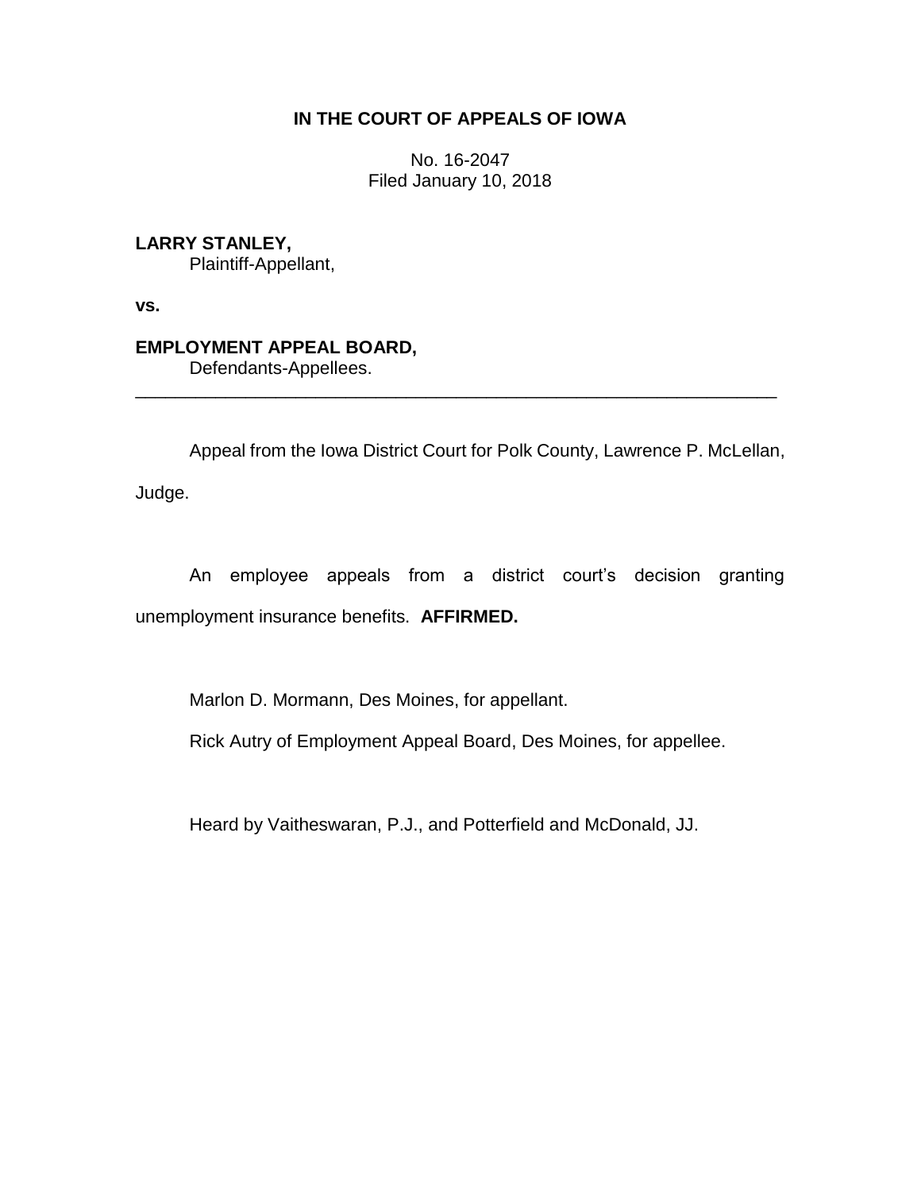**IN THE COURT OF APPEALS OF IOWA**

No. 16-2047
Filed January 10, 2018

**LARRY STANLEY,**
Plaintiff-Appellant,

**vs.**

**EMPLOYMENT APPEAL BOARD,**
Defendants-Appellees.

---

Appeal from the Iowa District Court for Polk County, Lawrence P. McLellan, Judge.

An employee appeals from a district court's decision granting unemployment insurance benefits. **AFFIRMED.**

Marlon D. Mormann, Des Moines, for appellant.

Rick Autry of Employment Appeal Board, Des Moines, for appellee.

Heard by Vaitheswaran, P.J., and Potterfield and McDonald, JJ.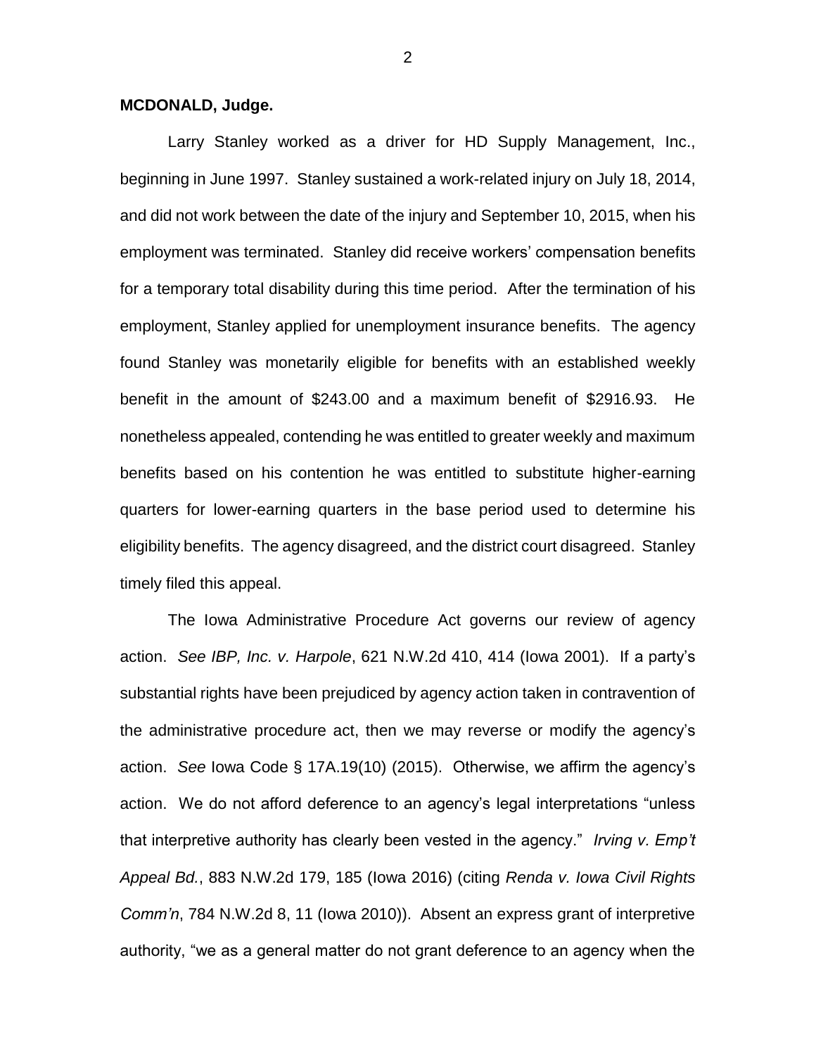**MCDONALD, Judge.**

Larry Stanley worked as a driver for HD Supply Management, Inc., beginning in June 1997. Stanley sustained a work-related injury on July 18, 2014, and did not work between the date of the injury and September 10, 2015, when his employment was terminated. Stanley did receive workers' compensation benefits for a temporary total disability during this time period. After the termination of his employment, Stanley applied for unemployment insurance benefits. The agency found Stanley was monetarily eligible for benefits with an established weekly benefit in the amount of $243.00 and a maximum benefit of $2916.93. He nonetheless appealed, contending he was entitled to greater weekly and maximum benefits based on his contention he was entitled to substitute higher-earning quarters for lower-earning quarters in the base period used to determine his eligibility benefits. The agency disagreed, and the district court disagreed. Stanley timely filed this appeal.

The Iowa Administrative Procedure Act governs our review of agency action. *See IBP, Inc. v. Harpole*, 621 N.W.2d 410, 414 (Iowa 2001). If a party's substantial rights have been prejudiced by agency action taken in contravention of the administrative procedure act, then we may reverse or modify the agency's action. *See* Iowa Code § 17A.19(10) (2015). Otherwise, we affirm the agency's action. We do not afford deference to an agency's legal interpretations "unless that interpretive authority has clearly been vested in the agency." *Irving v. Emp't Appeal Bd.*, 883 N.W.2d 179, 185 (Iowa 2016) (citing *Renda v. Iowa Civil Rights Comm'n*, 784 N.W.2d 8, 11 (Iowa 2010)). Absent an express grant of interpretive authority, "we as a general matter do not grant deference to an agency when the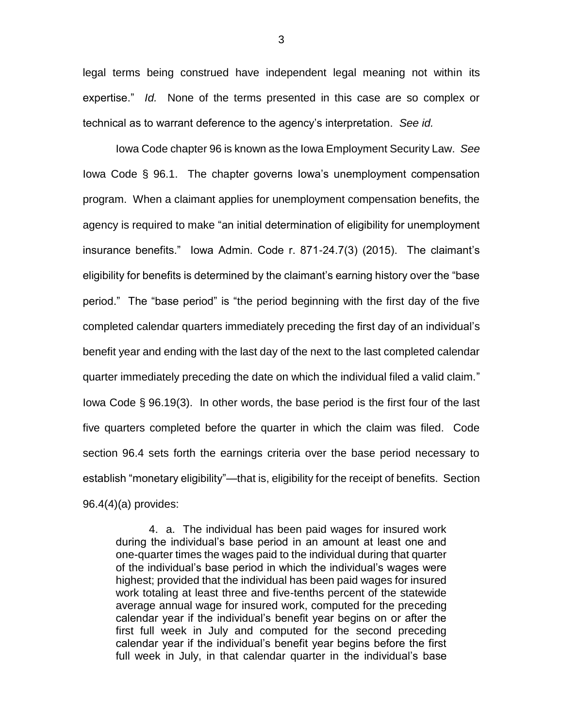legal terms being construed have independent legal meaning not within its expertise." *Id.* None of the terms presented in this case are so complex or technical as to warrant deference to the agency's interpretation. *See id.*

Iowa Code chapter 96 is known as the Iowa Employment Security Law. *See* Iowa Code § 96.1. The chapter governs Iowa's unemployment compensation program. When a claimant applies for unemployment compensation benefits, the agency is required to make "an initial determination of eligibility for unemployment insurance benefits." Iowa Admin. Code r. 871-24.7(3) (2015). The claimant's eligibility for benefits is determined by the claimant's earning history over the "base period." The "base period" is "the period beginning with the first day of the five completed calendar quarters immediately preceding the first day of an individual's benefit year and ending with the last day of the next to the last completed calendar quarter immediately preceding the date on which the individual filed a valid claim." Iowa Code § 96.19(3). In other words, the base period is the first four of the last five quarters completed before the quarter in which the claim was filed. Code section 96.4 sets forth the earnings criteria over the base period necessary to establish "monetary eligibility"—that is, eligibility for the receipt of benefits. Section 96.4(4)(a) provides:

> 4. a. The individual has been paid wages for insured work during the individual's base period in an amount at least one and one-quarter times the wages paid to the individual during that quarter of the individual's base period in which the individual's wages were highest; provided that the individual has been paid wages for insured work totaling at least three and five-tenths percent of the statewide average annual wage for insured work, computed for the preceding calendar year if the individual's benefit year begins on or after the first full week in July and computed for the second preceding calendar year if the individual's benefit year begins before the first full week in July, in that calendar quarter in the individual's base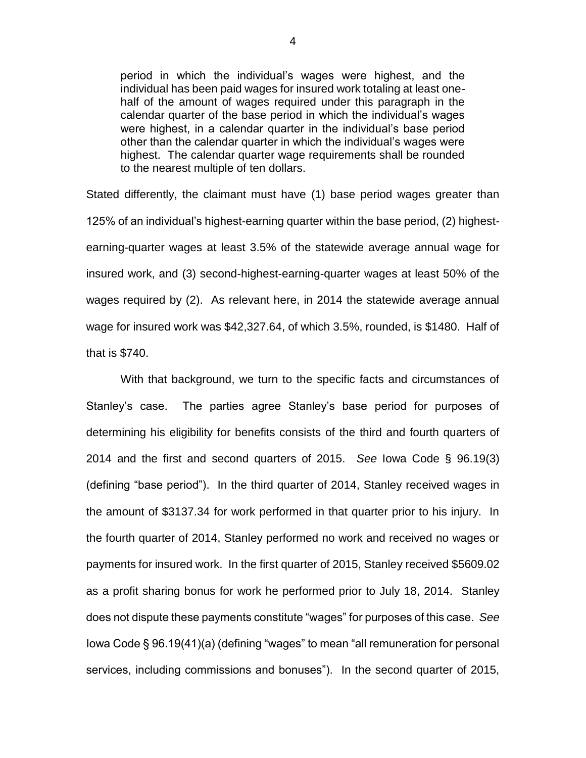> period in which the individual's wages were highest, and the individual has been paid wages for insured work totaling at least one-half of the amount of wages required under this paragraph in the calendar quarter of the base period in which the individual's wages were highest, in a calendar quarter in the individual's base period other than the calendar quarter in which the individual's wages were highest. The calendar quarter wage requirements shall be rounded to the nearest multiple of ten dollars.

Stated differently, the claimant must have (1) base period wages greater than 125% of an individual's highest-earning quarter within the base period, (2) highest-earning-quarter wages at least 3.5% of the statewide average annual wage for insured work, and (3) second-highest-earning-quarter wages at least 50% of the wages required by (2). As relevant here, in 2014 the statewide average annual wage for insured work was $42,327.64, of which 3.5%, rounded, is $1480. Half of that is $740.

With that background, we turn to the specific facts and circumstances of Stanley's case. The parties agree Stanley's base period for purposes of determining his eligibility for benefits consists of the third and fourth quarters of 2014 and the first and second quarters of 2015. *See* Iowa Code § 96.19(3) (defining "base period"). In the third quarter of 2014, Stanley received wages in the amount of $3137.34 for work performed in that quarter prior to his injury. In the fourth quarter of 2014, Stanley performed no work and received no wages or payments for insured work. In the first quarter of 2015, Stanley received $5609.02 as a profit sharing bonus for work he performed prior to July 18, 2014. Stanley does not dispute these payments constitute "wages" for purposes of this case. *See* Iowa Code § 96.19(41)(a) (defining "wages" to mean "all remuneration for personal services, including commissions and bonuses"). In the second quarter of 2015,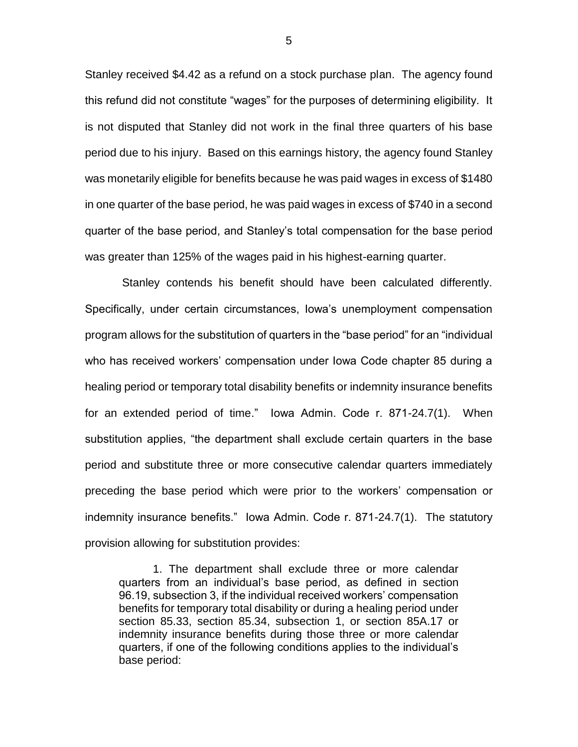Stanley received $4.42 as a refund on a stock purchase plan. The agency found this refund did not constitute "wages" for the purposes of determining eligibility. It is not disputed that Stanley did not work in the final three quarters of his base period due to his injury. Based on this earnings history, the agency found Stanley was monetarily eligible for benefits because he was paid wages in excess of $1480 in one quarter of the base period, he was paid wages in excess of $740 in a second quarter of the base period, and Stanley's total compensation for the base period was greater than 125% of the wages paid in his highest-earning quarter.

Stanley contends his benefit should have been calculated differently. Specifically, under certain circumstances, Iowa's unemployment compensation program allows for the substitution of quarters in the "base period" for an "individual who has received workers' compensation under Iowa Code chapter 85 during a healing period or temporary total disability benefits or indemnity insurance benefits for an extended period of time." Iowa Admin. Code r. 871-24.7(1). When substitution applies, "the department shall exclude certain quarters in the base period and substitute three or more consecutive calendar quarters immediately preceding the base period which were prior to the workers' compensation or indemnity insurance benefits." Iowa Admin. Code r. 871-24.7(1). The statutory provision allowing for substitution provides:

> 1. The department shall exclude three or more calendar quarters from an individual's base period, as defined in section 96.19, subsection 3, if the individual received workers' compensation benefits for temporary total disability or during a healing period under section 85.33, section 85.34, subsection 1, or section 85A.17 or indemnity insurance benefits during those three or more calendar quarters, if one of the following conditions applies to the individual's base period: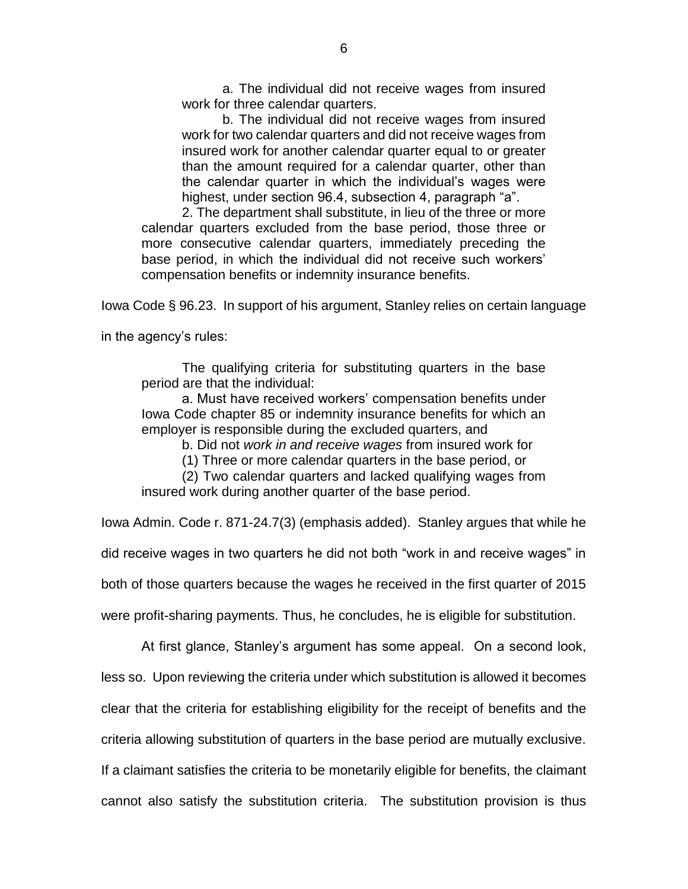> a. The individual did not receive wages from insured work for three calendar quarters.
>
> b. The individual did not receive wages from insured work for two calendar quarters and did not receive wages from insured work for another calendar quarter equal to or greater than the amount required for a calendar quarter, other than the calendar quarter in which the individual's wages were highest, under section 96.4, subsection 4, paragraph "a".
>
> 2. The department shall substitute, in lieu of the three or more calendar quarters excluded from the base period, those three or more consecutive calendar quarters, immediately preceding the base period, in which the individual did not receive such workers' compensation benefits or indemnity insurance benefits.

Iowa Code § 96.23. In support of his argument, Stanley relies on certain language in the agency's rules:

> The qualifying criteria for substituting quarters in the base period are that the individual:
>
> a. Must have received workers' compensation benefits under Iowa Code chapter 85 or indemnity insurance benefits for which an employer is responsible during the excluded quarters, and
>
> b. Did not *work in and receive wages* from insured work for
>
> (1) Three or more calendar quarters in the base period, or
>
> (2) Two calendar quarters and lacked qualifying wages from insured work during another quarter of the base period.

Iowa Admin. Code r. 871-24.7(3) (emphasis added). Stanley argues that while he did receive wages in two quarters he did not both "work in and receive wages" in both of those quarters because the wages he received in the first quarter of 2015 were profit-sharing payments. Thus, he concludes, he is eligible for substitution.

At first glance, Stanley's argument has some appeal. On a second look, less so. Upon reviewing the criteria under which substitution is allowed it becomes clear that the criteria for establishing eligibility for the receipt of benefits and the criteria allowing substitution of quarters in the base period are mutually exclusive. If a claimant satisfies the criteria to be monetarily eligible for benefits, the claimant cannot also satisfy the substitution criteria. The substitution provision is thus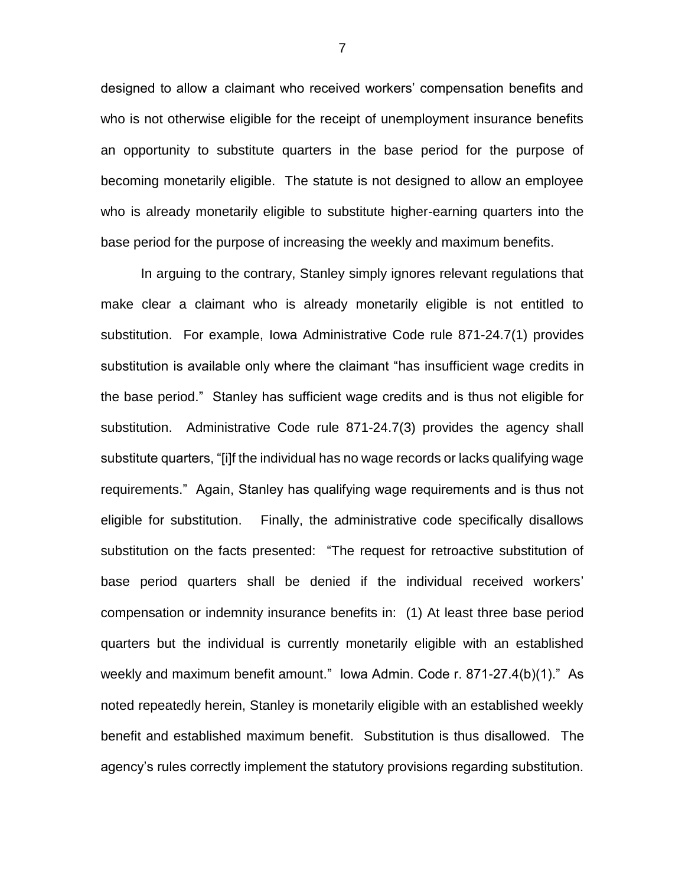designed to allow a claimant who received workers' compensation benefits and who is not otherwise eligible for the receipt of unemployment insurance benefits an opportunity to substitute quarters in the base period for the purpose of becoming monetarily eligible. The statute is not designed to allow an employee who is already monetarily eligible to substitute higher-earning quarters into the base period for the purpose of increasing the weekly and maximum benefits.

In arguing to the contrary, Stanley simply ignores relevant regulations that make clear a claimant who is already monetarily eligible is not entitled to substitution. For example, Iowa Administrative Code rule 871-24.7(1) provides substitution is available only where the claimant "has insufficient wage credits in the base period." Stanley has sufficient wage credits and is thus not eligible for substitution. Administrative Code rule 871-24.7(3) provides the agency shall substitute quarters, "[i]f the individual has no wage records or lacks qualifying wage requirements." Again, Stanley has qualifying wage requirements and is thus not eligible for substitution. Finally, the administrative code specifically disallows substitution on the facts presented: "The request for retroactive substitution of base period quarters shall be denied if the individual received workers' compensation or indemnity insurance benefits in: (1) At least three base period quarters but the individual is currently monetarily eligible with an established weekly and maximum benefit amount." Iowa Admin. Code r. 871-27.4(b)(1)." As noted repeatedly herein, Stanley is monetarily eligible with an established weekly benefit and established maximum benefit. Substitution is thus disallowed. The agency's rules correctly implement the statutory provisions regarding substitution.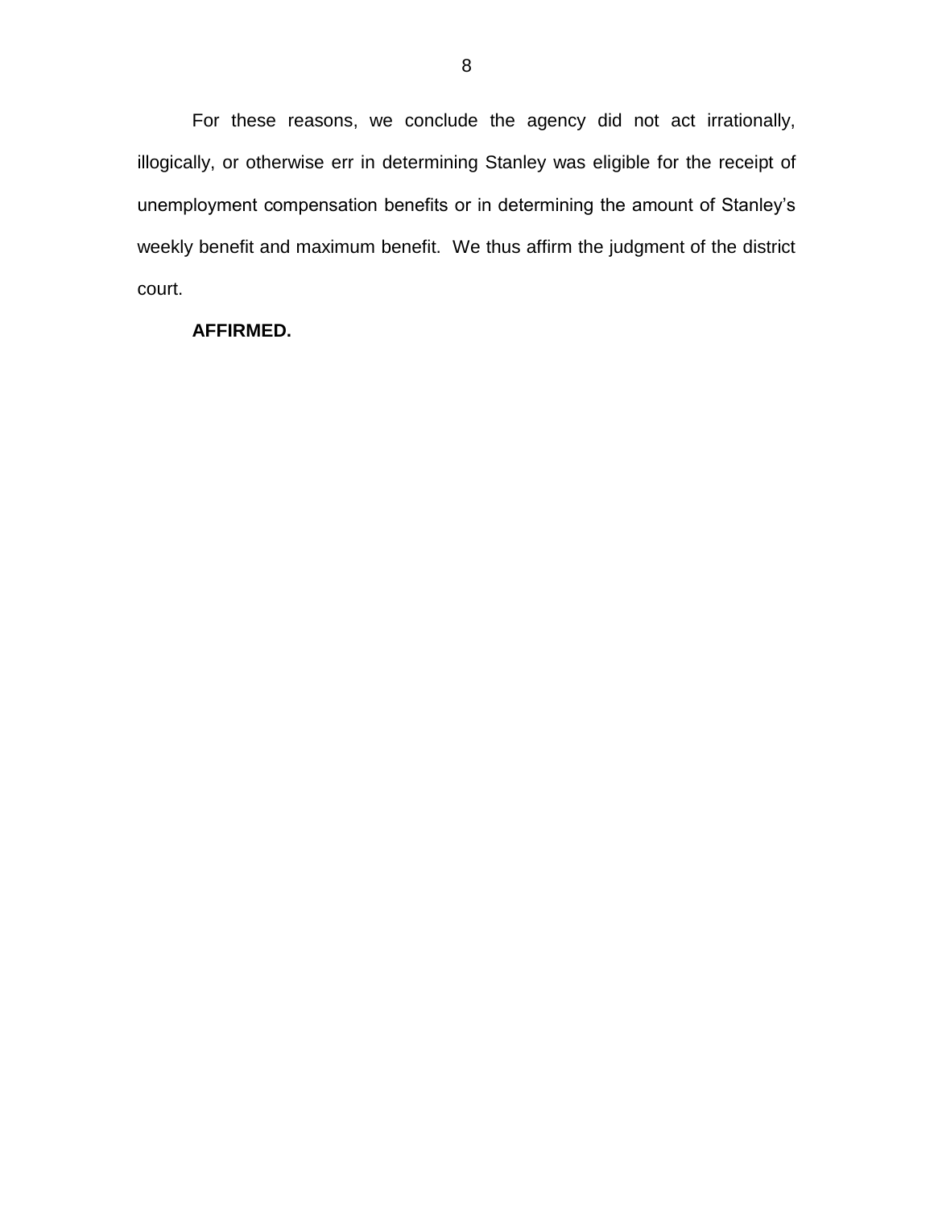For these reasons, we conclude the agency did not act irrationally, illogically, or otherwise err in determining Stanley was eligible for the receipt of unemployment compensation benefits or in determining the amount of Stanley's weekly benefit and maximum benefit. We thus affirm the judgment of the district court.

**AFFIRMED.**